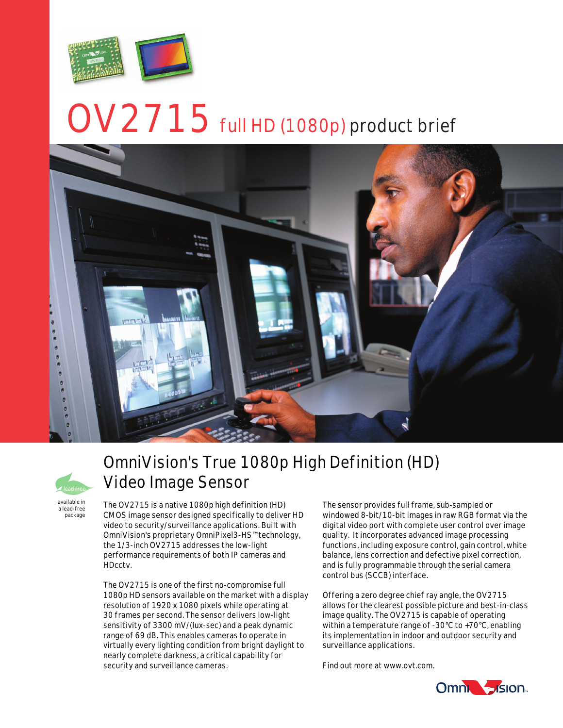# OV2715 full HD (1080p) product brief

## OmniVision's True 1080p High Definition (HD) Video Image Sensor

lead-free

available in a lead-free package

The OV2715 is a native 1080p high definition (HD) CMOS image sensor designed specifically to deliver HD video to security/surveillance applications. Built with OmniVision's proprietary OmniPixel3-HS™ technology, the 1/3-inch OV2715 addresses the low-light performance requirements of both IP cameras and HDcctv.

The OV2715 is one of the first no-compromise full 1080p HD sensors available on the market with a display resolution of 1920 x 1080 pixels while operating at 30 frames per second. The sensor delivers low-light sensitivity of 3300 mV/(lux-sec) and a peak dynamic range of 69 dB. This enables cameras to operate in virtually every lighting condition from bright daylight to nearly complete darkness, a critical capability for security and surveillance cameras.

The sensor provides full frame, sub-sampled or windowed 8-bit/10-bit images in raw RGB format via the digital video port with complete user control over image quality. It incorporates advanced image processing functions, including exposure control, gain control, white balance, lens correction and defective pixel correction, and is fully programmable through the serial camera control bus (SCCB) interface.

Offering a zero degree chief ray angle, the OV2715 allows for the clearest possible picture and best-in-class image quality. The OV2715 is capable of operating within a temperature range of -30°C to +70°C, enabling its implementation in indoor and outdoor security and surveillance applications.

Find out more at www.ovt.com.

OmniVision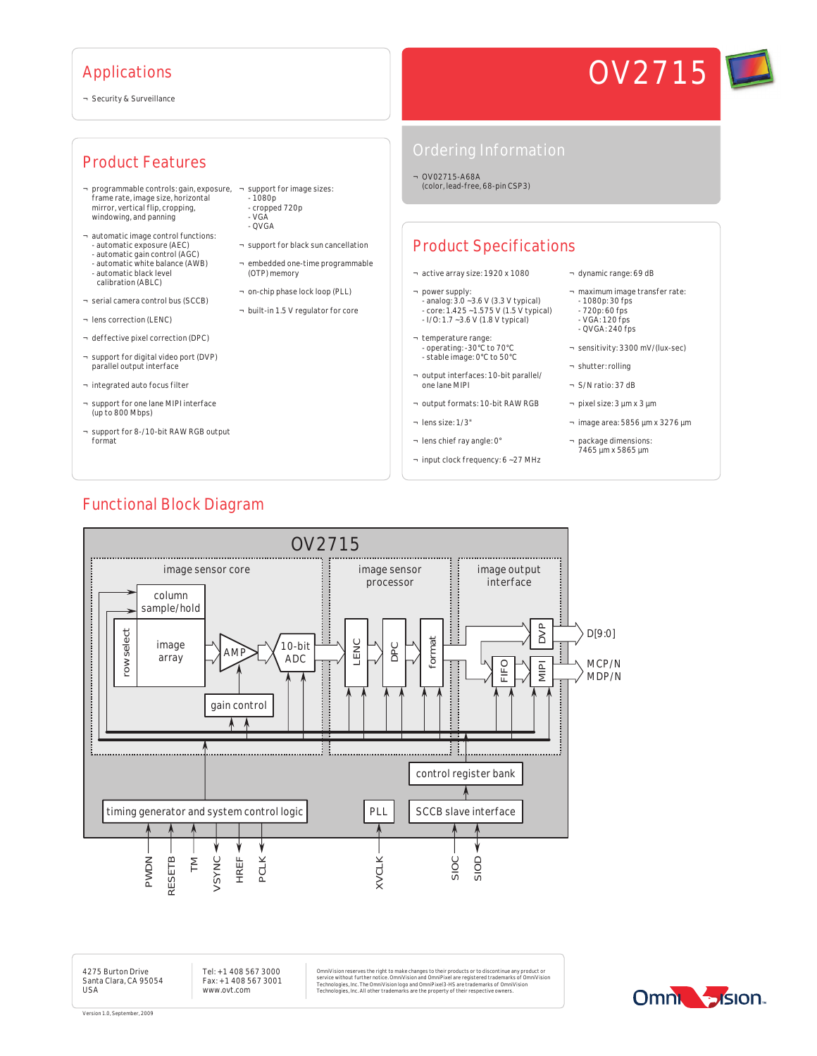# OV2715

## Applications

- Security & Surveillance

## Ordering Information

- OV02715-A68A
  (color, lead-free, 68-pin CSP3)

## Product Features

- programmable controls: gain, exposure, frame rate, image size, horizontal mirror, vertical flip, cropping, windowing, and panning
- automatic image control functions:
  - automatic exposure (AEC)
  - automatic gain control (AGC)
  - automatic white balance (AWB)
  - automatic black level calibration (ABLC)
- serial camera control bus (SCCB)
- lens correction (LENC)
- deffective pixel correction (DPC)
- support for digital video port (DVP) parallel output interface
- integrated auto focus filter
- support for one lane MIPI interface (up to 800 Mbps)
- support for 8-/10-bit RAW RGB output format
- support for image sizes:
  - 1080p
  - cropped 720p
  - VGA
  - QVGA
- support for black sun cancellation
- embedded one-time programmable (OTP) memory
- on-chip phase lock loop (PLL)
- built-in 1.5 V regulator for core

## Product Specifications

- active array size: 1920 x 1080
- power supply:
  - analog: 3.0 ~3.6 V (3.3 V typical)
  - core: 1.425 ~1.575 V (1.5 V typical)
  - I/O: 1.7 ~3.6 V (1.8 V typical)
- temperature range:
  - operating: -30°C to 70°C
  - stable image: 0°C to 50°C
- output interfaces: 10-bit parallel/ one lane MIPI
- output formats: 10-bit RAW RGB
- lens size: 1/3"
- lens chief ray angle: 0°
- input clock frequency: 6 ~27 MHz
- dynamic range: 69 dB
- maximum image transfer rate:
  - 1080p: 30 fps
  - 720p: 60 fps
  - VGA: 120 fps
  - QVGA: 240 fps
- sensitivity: 3300 mV/(lux-sec)
- shutter: rolling
- S/N ratio: 37 dB
- pixel size: 3 µm x 3 µm
- image area: 5856 µm x 3276 µm
- package dimensions: 7465 µm x 5865 µm

## Functional Block Diagram

OV2715

image sensor core
column sample/hold
row select
image array
AMP
10-bit ADC
gain control

image sensor processor
LENC
DPC
format

image output interface
DVP
FIFO
MIPI

D[9:0]
MCP/N
MDP/N

control register bank
timing generator and system control logic
PLL
SCCB slave interface

PWDN
RESETB
TM
VSYNC
HREF
PCLK
XVCLK
SIOC
SIOD

4275 Burton Drive
Santa Clara, CA 95054
USA

Tel: +1 408 567 3000
Fax: +1 408 567 3001
www.ovt.com

OmniVision reserves the right to make changes to their products or to discontinue any product or service without further notice. OmniVision and OmniPixel are registered trademarks of OmniVision Technologies, Inc. The OmniVision logo and OmniPixel3-HS are trademarks of OmniVision Technologies, Inc. All other trademarks are the property of their respective owners.

Version 1.0, September, 2009